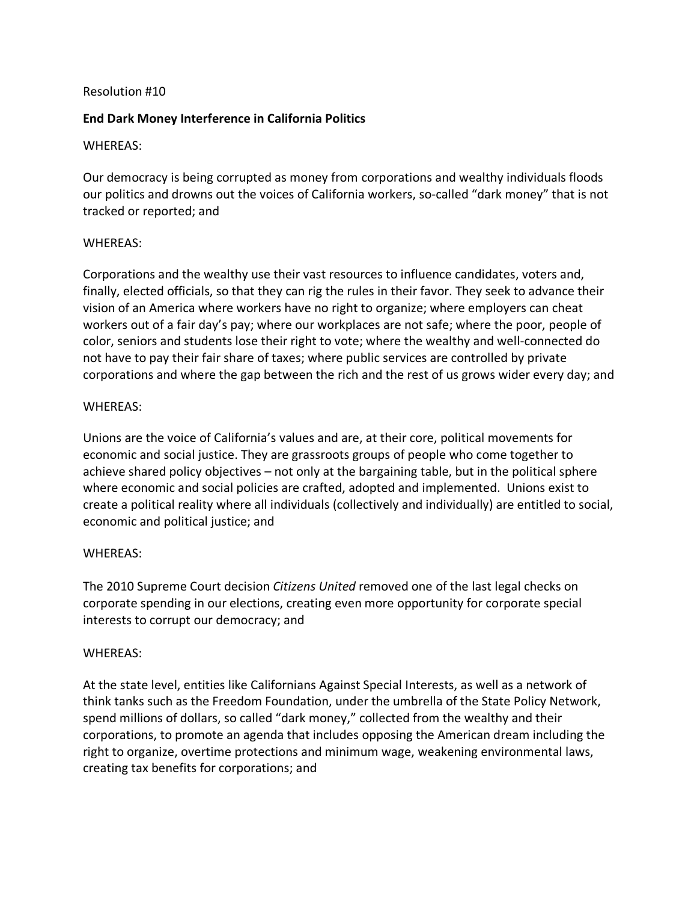Resolution #10

**End Dark Money Interference in California Politics**

WHEREAS:

Our democracy is being corrupted as money from corporations and wealthy individuals floods our politics and drowns out the voices of California workers, so-called "dark money" that is not tracked or reported; and

WHEREAS:

Corporations and the wealthy use their vast resources to influence candidates, voters and, finally, elected officials, so that they can rig the rules in their favor. They seek to advance their vision of an America where workers have no right to organize; where employers can cheat workers out of a fair day's pay; where our workplaces are not safe; where the poor, people of color, seniors and students lose their right to vote; where the wealthy and well-connected do not have to pay their fair share of taxes; where public services are controlled by private corporations and where the gap between the rich and the rest of us grows wider every day; and

WHEREAS:

Unions are the voice of California's values and are, at their core, political movements for economic and social justice. They are grassroots groups of people who come together to achieve shared policy objectives – not only at the bargaining table, but in the political sphere where economic and social policies are crafted, adopted and implemented. Unions exist to create a political reality where all individuals (collectively and individually) are entitled to social, economic and political justice; and

WHEREAS:

The 2010 Supreme Court decision *Citizens United* removed one of the last legal checks on corporate spending in our elections, creating even more opportunity for corporate special interests to corrupt our democracy; and

WHEREAS:

At the state level, entities like Californians Against Special Interests, as well as a network of think tanks such as the Freedom Foundation, under the umbrella of the State Policy Network, spend millions of dollars, so called "dark money," collected from the wealthy and their corporations, to promote an agenda that includes opposing the American dream including the right to organize, overtime protections and minimum wage, weakening environmental laws, creating tax benefits for corporations; and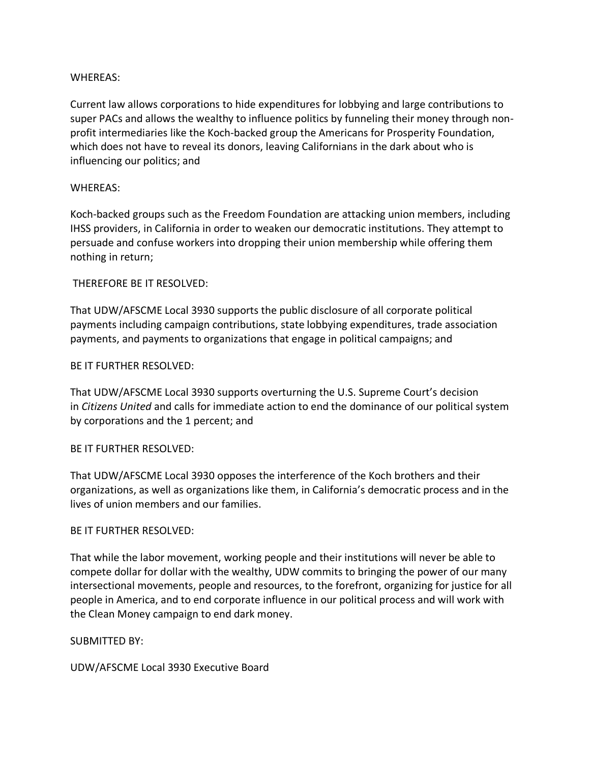WHEREAS:

Current law allows corporations to hide expenditures for lobbying and large contributions to super PACs and allows the wealthy to influence politics by funneling their money through non-profit intermediaries like the Koch-backed group the Americans for Prosperity Foundation, which does not have to reveal its donors, leaving Californians in the dark about who is influencing our politics; and

WHEREAS:

Koch-backed groups such as the Freedom Foundation are attacking union members, including IHSS providers, in California in order to weaken our democratic institutions. They attempt to persuade and confuse workers into dropping their union membership while offering them nothing in return;

THEREFORE BE IT RESOLVED:

That UDW/AFSCME Local 3930 supports the public disclosure of all corporate political payments including campaign contributions, state lobbying expenditures, trade association payments, and payments to organizations that engage in political campaigns; and

BE IT FURTHER RESOLVED:

That UDW/AFSCME Local 3930 supports overturning the U.S. Supreme Court's decision in *Citizens United* and calls for immediate action to end the dominance of our political system by corporations and the 1 percent; and

BE IT FURTHER RESOLVED:

That UDW/AFSCME Local 3930 opposes the interference of the Koch brothers and their organizations, as well as organizations like them, in California's democratic process and in the lives of union members and our families.

BE IT FURTHER RESOLVED:

That while the labor movement, working people and their institutions will never be able to compete dollar for dollar with the wealthy, UDW commits to bringing the power of our many intersectional movements, people and resources, to the forefront, organizing for justice for all people in America, and to end corporate influence in our political process and will work with the Clean Money campaign to end dark money.

SUBMITTED BY:

UDW/AFSCME Local 3930 Executive Board